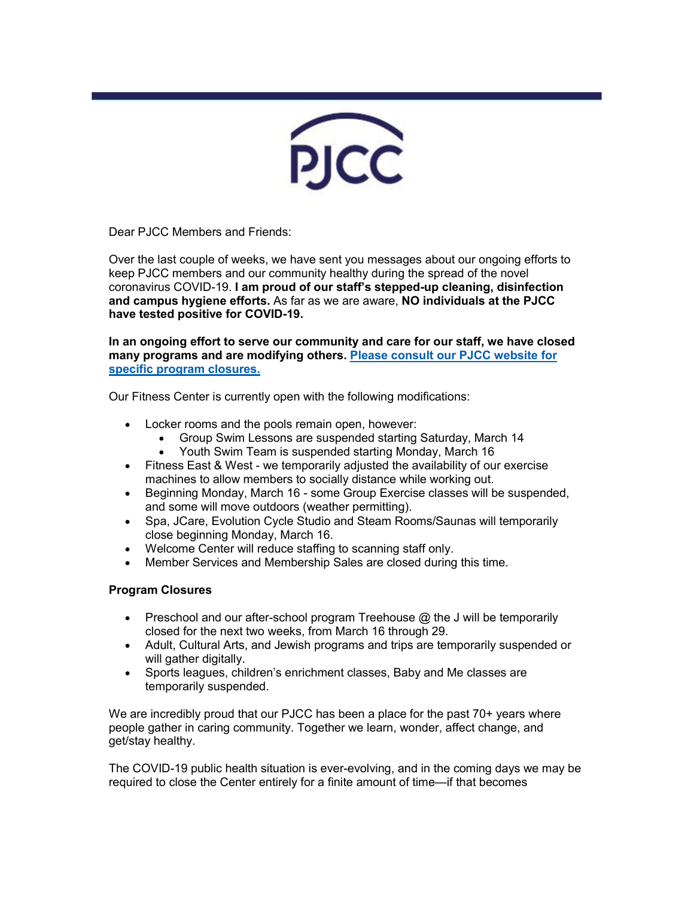PJCC

Dear PJCC Members and Friends:

Over the last couple of weeks, we have sent you messages about our ongoing efforts to keep PJCC members and our community healthy during the spread of the novel coronavirus COVID-19. **I am proud of our staff's stepped-up cleaning, disinfection and campus hygiene efforts.** As far as we are aware, **NO individuals at the PJCC have tested positive for COVID-19.**

**In an ongoing effort to serve our community and care for our staff, we have closed many programs and are modifying others. [Please consult our PJCC website for specific program closures.]()**

Our Fitness Center is currently open with the following modifications:

- Locker rooms and the pools remain open, however:
  - Group Swim Lessons are suspended starting Saturday, March 14
  - Youth Swim Team is suspended starting Monday, March 16
- Fitness East & West - we temporarily adjusted the availability of our exercise machines to allow members to socially distance while working out.
- Beginning Monday, March 16 - some Group Exercise classes will be suspended, and some will move outdoors (weather permitting).
- Spa, JCare, Evolution Cycle Studio and Steam Rooms/Saunas will temporarily close beginning Monday, March 16.
- Welcome Center will reduce staffing to scanning staff only.
- Member Services and Membership Sales are closed during this time.

**Program Closures**

- Preschool and our after-school program Treehouse @ the J will be temporarily closed for the next two weeks, from March 16 through 29.
- Adult, Cultural Arts, and Jewish programs and trips are temporarily suspended or will gather digitally.
- Sports leagues, children's enrichment classes, Baby and Me classes are temporarily suspended.

We are incredibly proud that our PJCC has been a place for the past 70+ years where people gather in caring community. Together we learn, wonder, affect change, and get/stay healthy.

The COVID-19 public health situation is ever-evolving, and in the coming days we may be required to close the Center entirely for a finite amount of time—if that becomes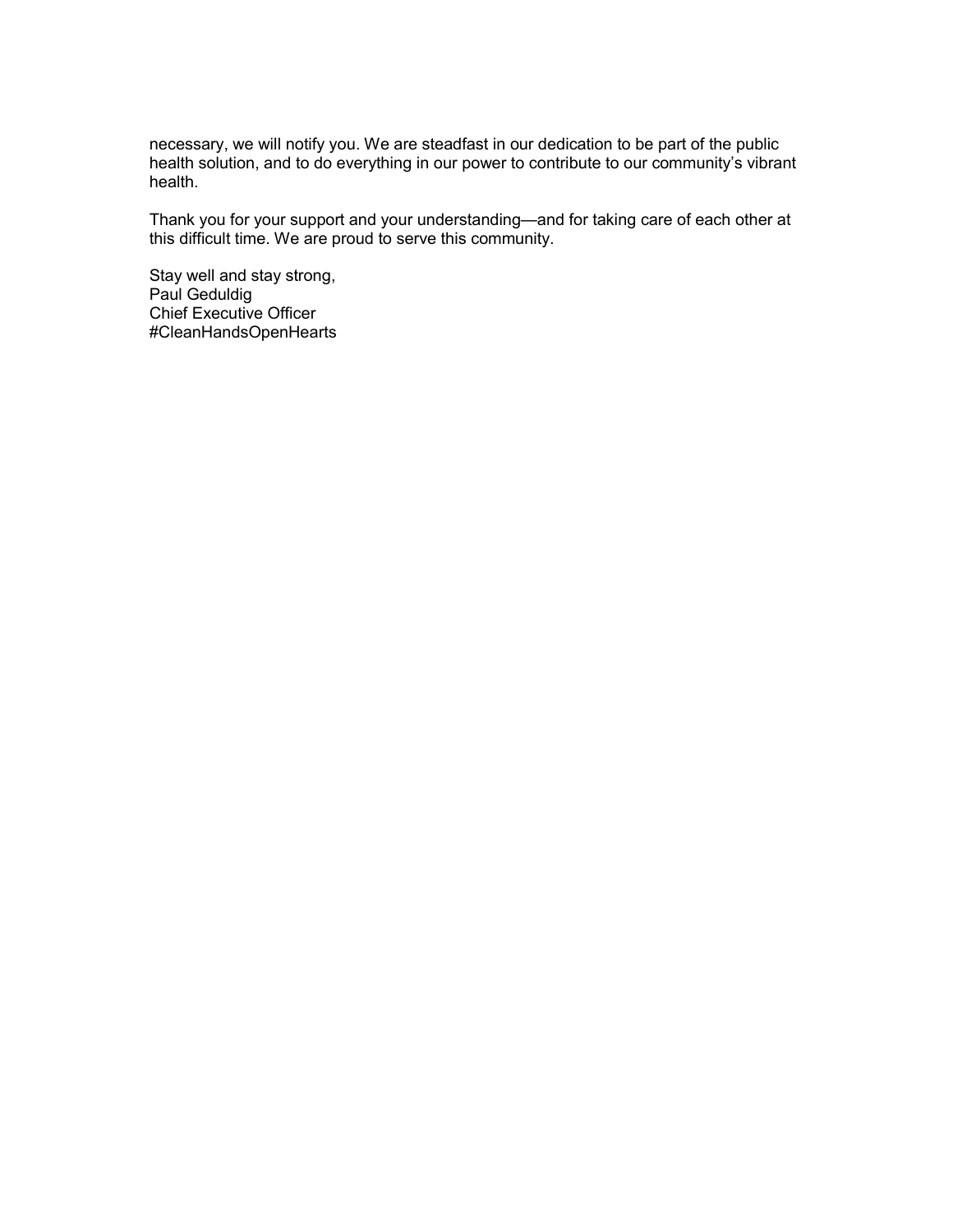necessary, we will notify you. We are steadfast in our dedication to be part of the public health solution, and to do everything in our power to contribute to our community's vibrant health.

Thank you for your support and your understanding—and for taking care of each other at this difficult time. We are proud to serve this community.

Stay well and stay strong,
Paul Geduldig
Chief Executive Officer
#CleanHandsOpenHearts